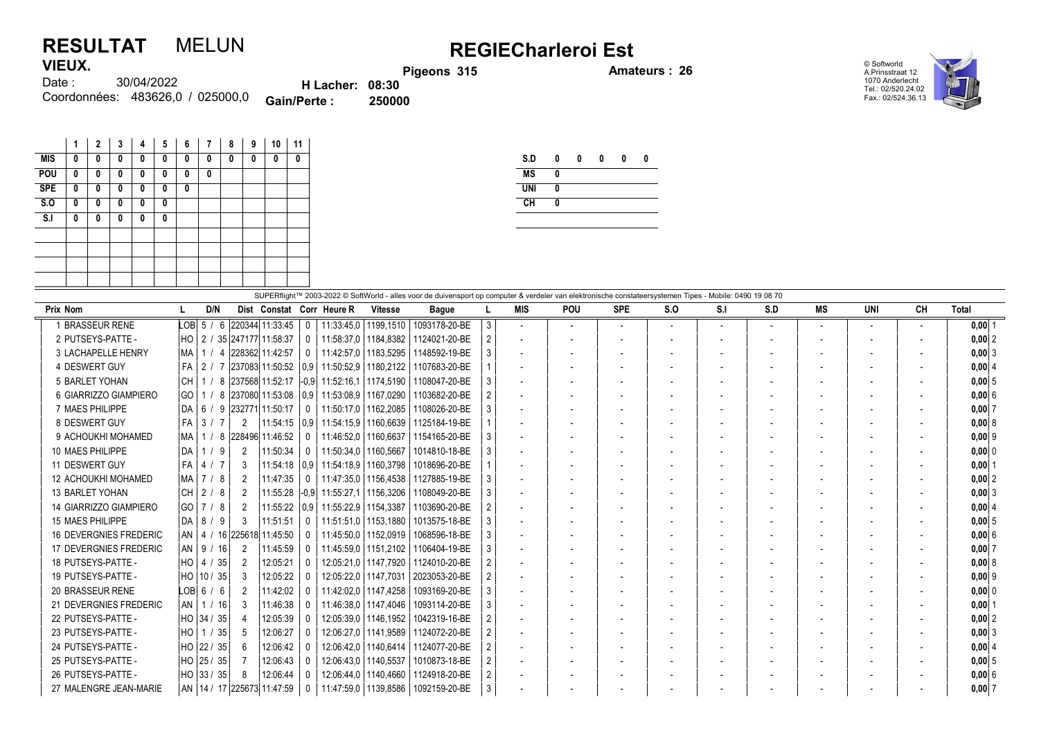# RESULTAT MELUN

## REGIECharleroi Est

**VIEUX.**

Date : 30/04/2022

Coordonnées: 483626,0 / 025000,0

**Pigeons 315** **Amateurs : 26**

**H Lacher: 08:30**

**Gain/Perte : 250000**

© Softworld
A.Prinsstraat 12
1070 Anderlecht
Tel.: 02/520.24.02
Fax.: 02/524.36.13

| | 1 | 2 | 3 | 4 | 5 | 6 | 7 | 8 | 9 | 10 | 11 |
|---|---|---|---|---|---|---|---|---|---|---|---|
| MIS | 0 | 0 | 0 | 0 | 0 | 0 | 0 | 0 | 0 | 0 | 0 |
| POU | 0 | 0 | 0 | 0 | 0 | 0 | 0 | | | | |
| SPE | 0 | 0 | 0 | 0 | 0 | 0 | | | | | |
| S.O | 0 | 0 | 0 | 0 | 0 | | | | | | |
| S.I | 0 | 0 | 0 | 0 | 0 | | | | | | |

| S.D | 0 | 0 | 0 | 0 | 0 |
|---|---|---|---|---|---|
| MS | 0 | | | | |
| UNI | 0 | | | | |
| CH | 0 | | | | |

SUPERflight™ 2003-2022 © SoftWorld - alles voor de duivensport op computer & verdeler van elektronische constateersystemen Tipes - Mobile: 0490 19 08 70

| Prix | Nom | L | D/N | Dist | Constat | Corr | Heure R | Vitesse | Bague | L | MIS | POU | SPE | S.O | S.I | S.D | MS | UNI | CH | Total |
|---|---|---|---|---|---|---|---|---|---|---|---|---|---|---|---|---|---|---|---|---|
| 1 | BRASSEUR RENE | LOB | 5 / 6 | 220344 | 11:33:45 | 0 | 11:33:45,0 | 1199,1510 | 1093178-20-BE | 3 | - | - | - | - | - | - | - | - | - | 0,00 1 |
| 2 | PUTSEYS-PATTE - | HO | 2 / 35 | 247177 | 11:58:37 | 0 | 11:58:37,0 | 1184,8382 | 1124021-20-BE | 2 | - | - | - | - | - | - | - | - | - | 0,00 2 |
| 3 | LACHAPELLE HENRY | MA | 1 / 4 | 228362 | 11:42:57 | 0 | 11:42:57,0 | 1183,5295 | 1148592-19-BE | 3 | - | - | - | - | - | - | - | - | - | 0,00 3 |
| 4 | DESWERT GUY | FA | 2 / 7 | 237083 | 11:50:52 | 0,9 | 11:50:52,9 | 1180,2122 | 1107683-20-BE | 1 | - | - | - | - | - | - | - | - | - | 0,00 4 |
| 5 | BARLET YOHAN | CH | 1 / 8 | 237568 | 11:52:17 | -0,9 | 11:52:16,1 | 1174,5190 | 1108047-20-BE | 3 | - | - | - | - | - | - | - | - | - | 0,00 5 |
| 6 | GIARRIZZO GIAMPIERO | GO | 1 / 8 | 237080 | 11:53:08 | 0,9 | 11:53:08,9 | 1167,0290 | 1103682-20-BE | 2 | - | - | - | - | - | - | - | - | - | 0,00 6 |
| 7 | MAES PHILIPPE | DA | 6 / 9 | 232771 | 11:50:17 | 0 | 11:50:17,0 | 1162,2085 | 1108026-20-BE | 3 | - | - | - | - | - | - | - | - | - | 0,00 7 |
| 8 | DESWERT GUY | FA | 3 / 7 | 2 | 11:54:15 | 0,9 | 11:54:15,9 | 1160,6639 | 1125184-19-BE | 1 | - | - | - | - | - | - | - | - | - | 0,00 8 |
| 9 | ACHOUKHI MOHAMED | MA | 1 / 8 | 228496 | 11:46:52 | 0 | 11:46:52,0 | 1160,6637 | 1154165-20-BE | 3 | - | - | - | - | - | - | - | - | - | 0,00 9 |
| 10 | MAES PHILIPPE | DA | 1 / 9 | 2 | 11:50:34 | 0 | 11:50:34,0 | 1160,5667 | 1014810-18-BE | 3 | - | - | - | - | - | - | - | - | - | 0,00 0 |
| 11 | DESWERT GUY | FA | 4 / 7 | 3 | 11:54:18 | 0,9 | 11:54:18,9 | 1160,3798 | 1018696-20-BE | 1 | - | - | - | - | - | - | - | - | - | 0,00 1 |
| 12 | ACHOUKHI MOHAMED | MA | 7 / 8 | 2 | 11:47:35 | 0 | 11:47:35,0 | 1156,4538 | 1127885-19-BE | 3 | - | - | - | - | - | - | - | - | - | 0,00 2 |
| 13 | BARLET YOHAN | CH | 2 / 8 | 2 | 11:55:28 | -0,9 | 11:55:27,1 | 1156,3206 | 1108049-20-BE | 3 | - | - | - | - | - | - | - | - | - | 0,00 3 |
| 14 | GIARRIZZO GIAMPIERO | GO | 7 / 8 | 2 | 11:55:22 | 0,9 | 11:55:22,9 | 1154,3387 | 1103690-20-BE | 2 | - | - | - | - | - | - | - | - | - | 0,00 4 |
| 15 | MAES PHILIPPE | DA | 8 / 9 | 3 | 11:51:51 | 0 | 11:51:51,0 | 1153,1880 | 1013575-18-BE | 3 | - | - | - | - | - | - | - | - | - | 0,00 5 |
| 16 | DEVERGNIES FREDERIC | AN | 4 / 16 | 225618 | 11:45:50 | 0 | 11:45:50,0 | 1152,0919 | 1068596-18-BE | 3 | - | - | - | - | - | - | - | - | - | 0,00 6 |
| 17 | DEVERGNIES FREDERIC | AN | 9 / 16 | 2 | 11:45:59 | 0 | 11:45:59,0 | 1151,2102 | 1106404-19-BE | 3 | - | - | - | - | - | - | - | - | - | 0,00 7 |
| 18 | PUTSEYS-PATTE - | HO | 4 / 35 | 2 | 12:05:21 | 0 | 12:05:21,0 | 1147,7920 | 1124010-20-BE | 2 | - | - | - | - | - | - | - | - | - | 0,00 8 |
| 19 | PUTSEYS-PATTE - | HO | 10 / 35 | 3 | 12:05:22 | 0 | 12:05:22,0 | 1147,7031 | 2023053-20-BE | 2 | - | - | - | - | - | - | - | - | - | 0,00 9 |
| 20 | BRASSEUR RENE | LOB | 6 / 6 | 2 | 11:42:02 | 0 | 11:42:02,0 | 1147,4258 | 1093169-20-BE | 3 | - | - | - | - | - | - | - | - | - | 0,00 0 |
| 21 | DEVERGNIES FREDERIC | AN | 1 / 16 | 3 | 11:46:38 | 0 | 11:46:38,0 | 1147,4046 | 1093114-20-BE | 3 | - | - | - | - | - | - | - | - | - | 0,00 1 |
| 22 | PUTSEYS-PATTE - | HO | 34 / 35 | 4 | 12:05:39 | 0 | 12:05:39,0 | 1146,1952 | 1042319-16-BE | 2 | - | - | - | - | - | - | - | - | - | 0,00 2 |
| 23 | PUTSEYS-PATTE - | HO | 1 / 35 | 5 | 12:06:27 | 0 | 12:06:27,0 | 1141,9589 | 1124072-20-BE | 2 | - | - | - | - | - | - | - | - | - | 0,00 3 |
| 24 | PUTSEYS-PATTE - | HO | 22 / 35 | 6 | 12:06:42 | 0 | 12:06:42,0 | 1140,6414 | 1124077-20-BE | 2 | - | - | - | - | - | - | - | - | - | 0,00 4 |
| 25 | PUTSEYS-PATTE - | HO | 25 / 35 | 7 | 12:06:43 | 0 | 12:06:43,0 | 1140,5537 | 1010873-18-BE | 2 | - | - | - | - | - | - | - | - | - | 0,00 5 |
| 26 | PUTSEYS-PATTE - | HO | 33 / 35 | 8 | 12:06:44 | 0 | 12:06:44,0 | 1140,4660 | 1124918-20-BE | 2 | - | - | - | - | - | - | - | - | - | 0,00 6 |
| 27 | MALENGRE JEAN-MARIE | AN | 14 / 17 | 225673 | 11:47:59 | 0 | 11:47:59,0 | 1139,8586 | 1092159-20-BE | 3 | - | - | - | - | - | - | - | - | - | 0,00 7 |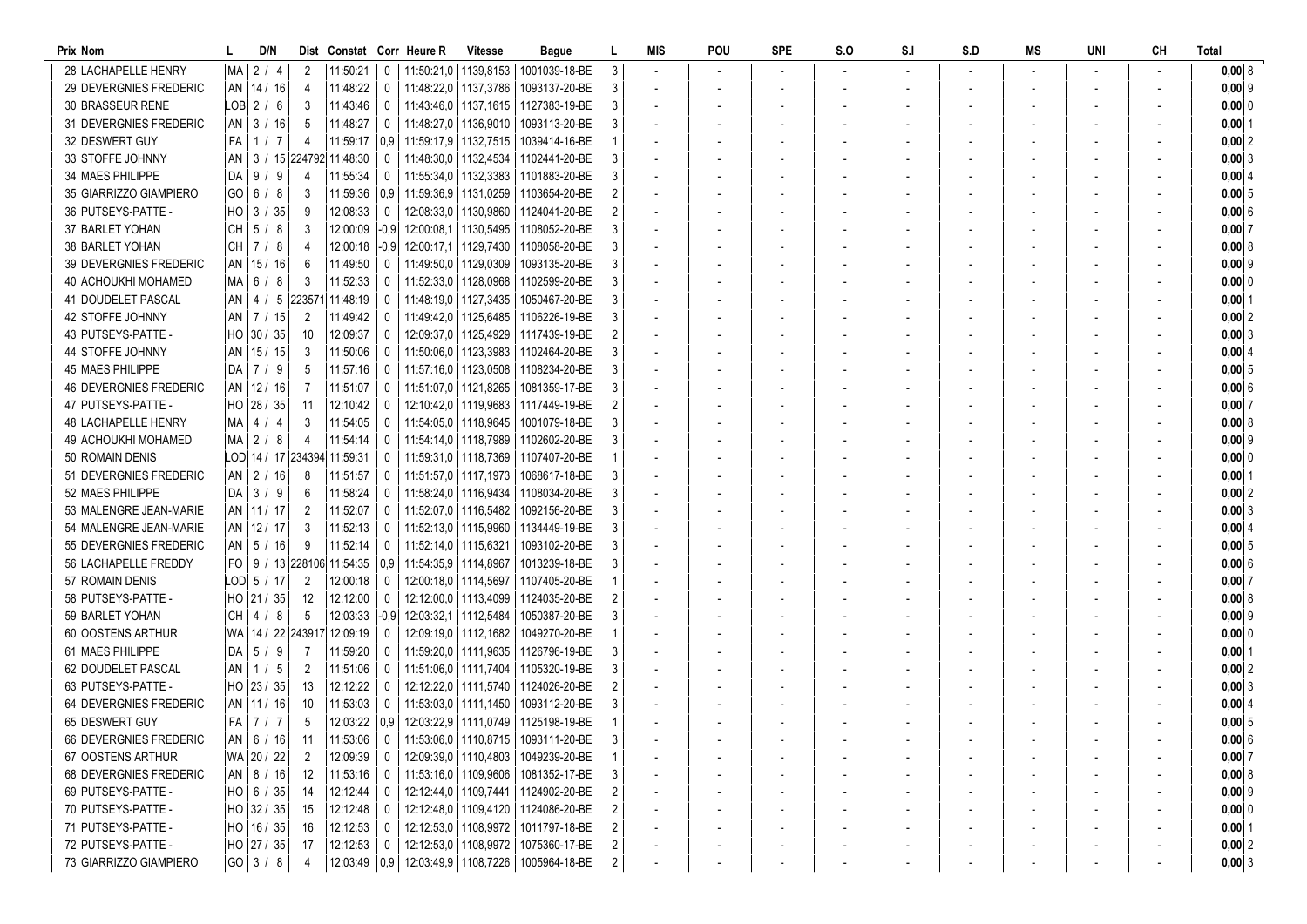| Prix | Nom | L | D/N | Dist | Constat | Corr | Heure R | Vitesse | Bague | L | MIS | POU | SPE | S.O | S.I | S.D | MS | UNI | CH | Total |
|---|---|---|---|---|---|---|---|---|---|---|---|---|---|---|---|---|---|---|---|---|
| 28 | LACHAPELLE HENRY | MA | 2 / 4 | 2 | 11:50:21 | 0 | 11:50:21,0 | 1139,8153 | 1001039-18-BE | 3 | - | - | - | - | - | - | - | - | - | 0,00 8 |
| 29 | DEVERGNIES FREDERIC | AN | 14 / 16 | 4 | 11:48:22 | 0 | 11:48:22,0 | 1137,3786 | 1093137-20-BE | 3 | - | - | - | - | - | - | - | - | - | 0,00 9 |
| 30 | BRASSEUR RENE | LOB | 2 / 6 | 3 | 11:43:46 | 0 | 11:43:46,0 | 1137,1615 | 1127383-19-BE | 3 | - | - | - | - | - | - | - | - | - | 0,00 0 |
| 31 | DEVERGNIES FREDERIC | AN | 3 / 16 | 5 | 11:48:27 | 0 | 11:48:27,0 | 1136,9010 | 1093113-20-BE | 3 | - | - | - | - | - | - | - | - | - | 0,00 1 |
| 32 | DESWERT GUY | FA | 1 / 7 | 4 | 11:59:17 | 0,9 | 11:59:17,9 | 1132,7515 | 1039414-16-BE | 1 | - | - | - | - | - | - | - | - | - | 0,00 2 |
| 33 | STOFFE JOHNNY | AN | 3 / 15 | 224792 | 11:48:30 | 0 | 11:48:30,0 | 1132,4534 | 1102441-20-BE | 3 | - | - | - | - | - | - | - | - | - | 0,00 3 |
| 34 | MAES PHILIPPE | DA | 9 / 9 | 4 | 11:55:34 | 0 | 11:55:34,0 | 1132,3383 | 1101883-20-BE | 3 | - | - | - | - | - | - | - | - | - | 0,00 4 |
| 35 | GIARRIZZO GIAMPIERO | GO | 6 / 8 | 3 | 11:59:36 | 0,9 | 11:59:36,9 | 1131,0259 | 1103654-20-BE | 2 | - | - | - | - | - | - | - | - | - | 0,00 5 |
| 36 | PUTSEYS-PATTE - | HO | 3 / 35 | 9 | 12:08:33 | 0 | 12:08:33,0 | 1130,9860 | 1124041-20-BE | 2 | - | - | - | - | - | - | - | - | - | 0,00 6 |
| 37 | BARLET YOHAN | CH | 5 / 8 | 3 | 12:00:09 | -0,9 | 12:00:08,1 | 1130,5495 | 1108052-20-BE | 3 | - | - | - | - | - | - | - | - | - | 0,00 7 |
| 38 | BARLET YOHAN | CH | 7 / 8 | 4 | 12:00:18 | -0,9 | 12:00:17,1 | 1129,7430 | 1108058-20-BE | 3 | - | - | - | - | - | - | - | - | - | 0,00 8 |
| 39 | DEVERGNIES FREDERIC | AN | 15 / 16 | 6 | 11:49:50 | 0 | 11:49:50,0 | 1129,0309 | 1093135-20-BE | 3 | - | - | - | - | - | - | - | - | - | 0,00 9 |
| 40 | ACHOUKHI MOHAMED | MA | 6 / 8 | 3 | 11:52:33 | 0 | 11:52:33,0 | 1128,0968 | 1102599-20-BE | 3 | - | - | - | - | - | - | - | - | - | 0,00 0 |
| 41 | DOUDELET PASCAL | AN | 4 / 5 | 223571 | 11:48:19 | 0 | 11:48:19,0 | 1127,3435 | 1050467-20-BE | 3 | - | - | - | - | - | - | - | - | - | 0,00 1 |
| 42 | STOFFE JOHNNY | AN | 7 / 15 | 2 | 11:49:42 | 0 | 11:49:42,0 | 1125,6485 | 1106226-19-BE | 3 | - | - | - | - | - | - | - | - | - | 0,00 2 |
| 43 | PUTSEYS-PATTE - | HO | 30 / 35 | 10 | 12:09:37 | 0 | 12:09:37,0 | 1125,4929 | 1117439-19-BE | 2 | - | - | - | - | - | - | - | - | - | 0,00 3 |
| 44 | STOFFE JOHNNY | AN | 15 / 15 | 3 | 11:50:06 | 0 | 11:50:06,0 | 1123,3983 | 1102464-20-BE | 3 | - | - | - | - | - | - | - | - | - | 0,00 4 |
| 45 | MAES PHILIPPE | DA | 7 / 9 | 5 | 11:57:16 | 0 | 11:57:16,0 | 1123,0508 | 1108234-20-BE | 3 | - | - | - | - | - | - | - | - | - | 0,00 5 |
| 46 | DEVERGNIES FREDERIC | AN | 12 / 16 | 7 | 11:51:07 | 0 | 11:51:07,0 | 1121,8265 | 1081359-17-BE | 3 | - | - | - | - | - | - | - | - | - | 0,00 6 |
| 47 | PUTSEYS-PATTE - | HO | 28 / 35 | 11 | 12:10:42 | 0 | 12:10:42,0 | 1119,9683 | 1117449-19-BE | 2 | - | - | - | - | - | - | - | - | - | 0,00 7 |
| 48 | LACHAPELLE HENRY | MA | 4 / 4 | 3 | 11:54:05 | 0 | 11:54:05,0 | 1118,9645 | 1001079-18-BE | 3 | - | - | - | - | - | - | - | - | - | 0,00 8 |
| 49 | ACHOUKHI MOHAMED | MA | 2 / 8 | 4 | 11:54:14 | 0 | 11:54:14,0 | 1118,7989 | 1102602-20-BE | 3 | - | - | - | - | - | - | - | - | - | 0,00 9 |
| 50 | ROMAIN DENIS | LOD | 14 / 17 | 234394 | 11:59:31 | 0 | 11:59:31,0 | 1118,7369 | 1107407-20-BE | 1 | - | - | - | - | - | - | - | - | - | 0,00 0 |
| 51 | DEVERGNIES FREDERIC | AN | 2 / 16 | 8 | 11:51:57 | 0 | 11:51:57,0 | 1117,1973 | 1068617-18-BE | 3 | - | - | - | - | - | - | - | - | - | 0,00 1 |
| 52 | MAES PHILIPPE | DA | 3 / 9 | 6 | 11:58:24 | 0 | 11:58:24,0 | 1116,9434 | 1108034-20-BE | 3 | - | - | - | - | - | - | - | - | - | 0,00 2 |
| 53 | MALENGRE JEAN-MARIE | AN | 11 / 17 | 2 | 11:52:07 | 0 | 11:52:07,0 | 1116,5482 | 1092156-20-BE | 3 | - | - | - | - | - | - | - | - | - | 0,00 3 |
| 54 | MALENGRE JEAN-MARIE | AN | 12 / 17 | 3 | 11:52:13 | 0 | 11:52:13,0 | 1115,9960 | 1134449-19-BE | 3 | - | - | - | - | - | - | - | - | - | 0,00 4 |
| 55 | DEVERGNIES FREDERIC | AN | 5 / 16 | 9 | 11:52:14 | 0 | 11:52:14,0 | 1115,6321 | 1093102-20-BE | 3 | - | - | - | - | - | - | - | - | - | 0,00 5 |
| 56 | LACHAPELLE FREDDY | FO | 9 / 13 | 228106 | 11:54:35 | 0,9 | 11:54:35,9 | 1114,8967 | 1013239-18-BE | 3 | - | - | - | - | - | - | - | - | - | 0,00 6 |
| 57 | ROMAIN DENIS | LOD | 5 / 17 | 2 | 12:00:18 | 0 | 12:00:18,0 | 1114,5697 | 1107405-20-BE | 1 | - | - | - | - | - | - | - | - | - | 0,00 7 |
| 58 | PUTSEYS-PATTE - | HO | 21 / 35 | 12 | 12:12:00 | 0 | 12:12:00,0 | 1113,4099 | 1124035-20-BE | 2 | - | - | - | - | - | - | - | - | - | 0,00 8 |
| 59 | BARLET YOHAN | CH | 4 / 8 | 5 | 12:03:33 | -0,9 | 12:03:32,1 | 1112,5484 | 1050387-20-BE | 3 | - | - | - | - | - | - | - | - | - | 0,00 9 |
| 60 | OOSTENS ARTHUR | WA | 14 / 22 | 243917 | 12:09:19 | 0 | 12:09:19,0 | 1112,1682 | 1049270-20-BE | 1 | - | - | - | - | - | - | - | - | - | 0,00 0 |
| 61 | MAES PHILIPPE | DA | 5 / 9 | 7 | 11:59:20 | 0 | 11:59:20,0 | 1111,9635 | 1126796-19-BE | 3 | - | - | - | - | - | - | - | - | - | 0,00 1 |
| 62 | DOUDELET PASCAL | AN | 1 / 5 | 2 | 11:51:06 | 0 | 11:51:06,0 | 1111,7404 | 1105320-19-BE | 3 | - | - | - | - | - | - | - | - | - | 0,00 2 |
| 63 | PUTSEYS-PATTE - | HO | 23 / 35 | 13 | 12:12:22 | 0 | 12:12:22,0 | 1111,5740 | 1124026-20-BE | 2 | - | - | - | - | - | - | - | - | - | 0,00 3 |
| 64 | DEVERGNIES FREDERIC | AN | 11 / 16 | 10 | 11:53:03 | 0 | 11:53:03,0 | 1111,1450 | 1093112-20-BE | 3 | - | - | - | - | - | - | - | - | - | 0,00 4 |
| 65 | DESWERT GUY | FA | 7 / 7 | 5 | 12:03:22 | 0,9 | 12:03:22,9 | 1111,0749 | 1125198-19-BE | 1 | - | - | - | - | - | - | - | - | - | 0,00 5 |
| 66 | DEVERGNIES FREDERIC | AN | 6 / 16 | 11 | 11:53:06 | 0 | 11:53:06,0 | 1110,8715 | 1093111-20-BE | 3 | - | - | - | - | - | - | - | - | - | 0,00 6 |
| 67 | OOSTENS ARTHUR | WA | 20 / 22 | 2 | 12:09:39 | 0 | 12:09:39,0 | 1110,4803 | 1049239-20-BE | 1 | - | - | - | - | - | - | - | - | - | 0,00 7 |
| 68 | DEVERGNIES FREDERIC | AN | 8 / 16 | 12 | 11:53:16 | 0 | 11:53:16,0 | 1109,9606 | 1081352-17-BE | 3 | - | - | - | - | - | - | - | - | - | 0,00 8 |
| 69 | PUTSEYS-PATTE - | HO | 6 / 35 | 14 | 12:12:44 | 0 | 12:12:44,0 | 1109,7441 | 1124902-20-BE | 2 | - | - | - | - | - | - | - | - | - | 0,00 9 |
| 70 | PUTSEYS-PATTE - | HO | 32 / 35 | 15 | 12:12:48 | 0 | 12:12:48,0 | 1109,4120 | 1124086-20-BE | 2 | - | - | - | - | - | - | - | - | - | 0,00 0 |
| 71 | PUTSEYS-PATTE - | HO | 16 / 35 | 16 | 12:12:53 | 0 | 12:12:53,0 | 1108,9972 | 1011797-18-BE | 2 | - | - | - | - | - | - | - | - | - | 0,00 1 |
| 72 | PUTSEYS-PATTE - | HO | 27 / 35 | 17 | 12:12:53 | 0 | 12:12:53,0 | 1108,9972 | 1075360-17-BE | 2 | - | - | - | - | - | - | - | - | - | 0,00 2 |
| 73 | GIARRIZZO GIAMPIERO | GO | 3 / 8 | 4 | 12:03:49 | 0,9 | 12:03:49,9 | 1108,7226 | 1005964-18-BE | 2 | - | - | - | - | - | - | - | - | - | 0,00 3 |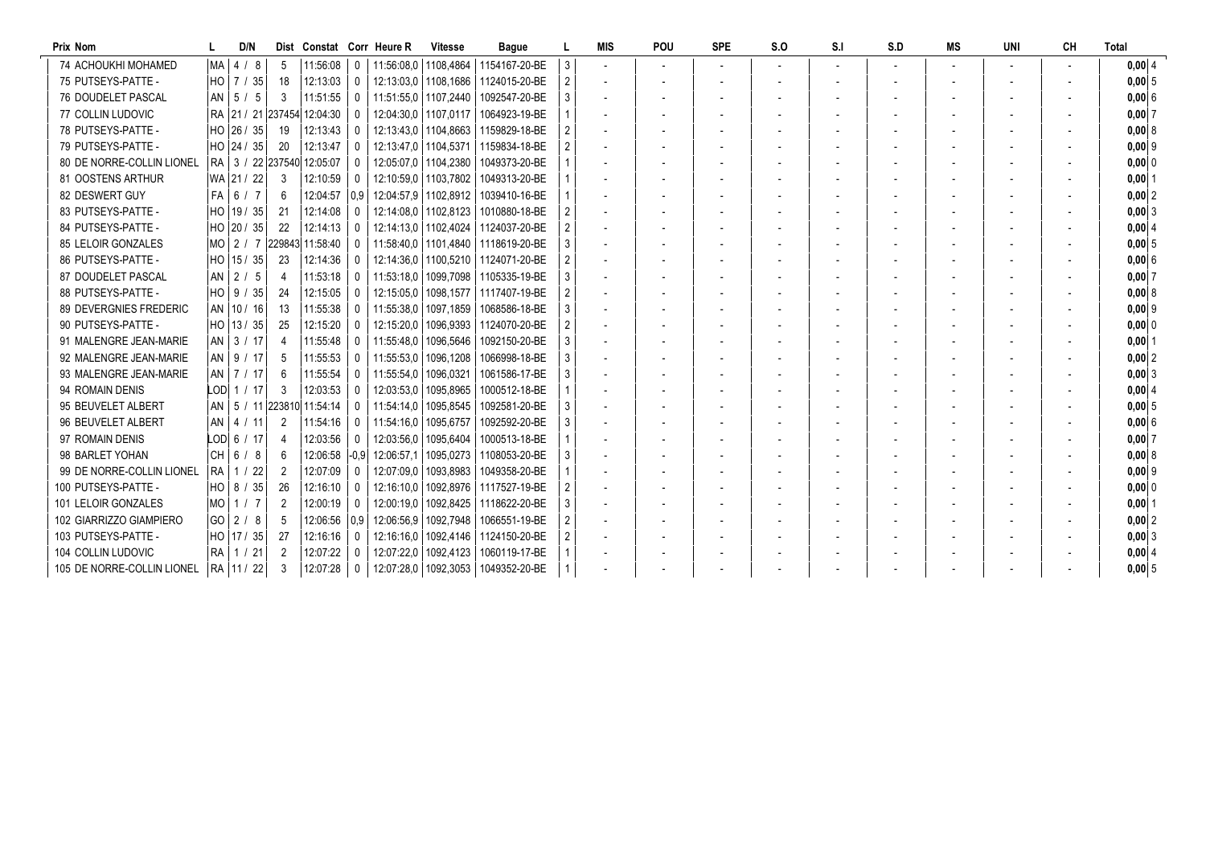| Prix | Nom | L | D/N | Dist | Constat | Corr | Heure R | Vitesse | Bague | L | MIS | POU | SPE | S.O | S.I | S.D | MS | UNI | CH | Total | |
|---|---|---|---|---|---|---|---|---|---|---|---|---|---|---|---|---|---|---|---|---|---|
| 74 | ACHOUKHI MOHAMED | MA | 4 / 8 | 5 | 11:56:08 | 0 | 11:56:08,0 | 1108,4864 | 1154167-20-BE | 3 | - | - | - | - | - | - | - | - | - | 0,00 | 4 |
| 75 | PUTSEYS-PATTE - | HO | 7 / 35 | 18 | 12:13:03 | 0 | 12:13:03,0 | 1108,1686 | 1124015-20-BE | 2 | - | - | - | - | - | - | - | - | - | 0,00 | 5 |
| 76 | DOUDELET PASCAL | AN | 5 / 5 | 3 | 11:51:55 | 0 | 11:51:55,0 | 1107,2440 | 1092547-20-BE | 3 | - | - | - | - | - | - | - | - | - | 0,00 | 6 |
| 77 | COLLIN LUDOVIC | RA | 21 / 21 | 237454 | 12:04:30 | 0 | 12:04:30,0 | 1107,0117 | 1064923-19-BE | 1 | - | - | - | - | - | - | - | - | - | 0,00 | 7 |
| 78 | PUTSEYS-PATTE - | HO | 26 / 35 | 19 | 12:13:43 | 0 | 12:13:43,0 | 1104,8663 | 1159829-18-BE | 2 | - | - | - | - | - | - | - | - | - | 0,00 | 8 |
| 79 | PUTSEYS-PATTE - | HO | 24 / 35 | 20 | 12:13:47 | 0 | 12:13:47,0 | 1104,5371 | 1159834-18-BE | 2 | - | - | - | - | - | - | - | - | - | 0,00 | 9 |
| 80 | DE NORRE-COLLIN LIONEL | RA | 3 / 22 | 237540 | 12:05:07 | 0 | 12:05:07,0 | 1104,2380 | 1049373-20-BE | 1 | - | - | - | - | - | - | - | - | - | 0,00 | 0 |
| 81 | OOSTENS ARTHUR | WA | 21 / 22 | 3 | 12:10:59 | 0 | 12:10:59,0 | 1103,7802 | 1049313-20-BE | 1 | - | - | - | - | - | - | - | - | - | 0,00 | 1 |
| 82 | DESWERT GUY | FA | 6 / 7 | 6 | 12:04:57 | 0,9 | 12:04:57,9 | 1102,8912 | 1039410-16-BE | 1 | - | - | - | - | - | - | - | - | - | 0,00 | 2 |
| 83 | PUTSEYS-PATTE - | HO | 19 / 35 | 21 | 12:14:08 | 0 | 12:14:08,0 | 1102,8123 | 1010880-18-BE | 2 | - | - | - | - | - | - | - | - | - | 0,00 | 3 |
| 84 | PUTSEYS-PATTE - | HO | 20 / 35 | 22 | 12:14:13 | 0 | 12:14:13,0 | 1102,4024 | 1124037-20-BE | 2 | - | - | - | - | - | - | - | - | - | 0,00 | 4 |
| 85 | LELOIR GONZALES | MO | 2 / 7 | 229843 | 11:58:40 | 0 | 11:58:40,0 | 1101,4840 | 1118619-20-BE | 3 | - | - | - | - | - | - | - | - | - | 0,00 | 5 |
| 86 | PUTSEYS-PATTE - | HO | 15 / 35 | 23 | 12:14:36 | 0 | 12:14:36,0 | 1100,5210 | 1124071-20-BE | 2 | - | - | - | - | - | - | - | - | - | 0,00 | 6 |
| 87 | DOUDELET PASCAL | AN | 2 / 5 | 4 | 11:53:18 | 0 | 11:53:18,0 | 1099,7098 | 1105335-19-BE | 3 | - | - | - | - | - | - | - | - | - | 0,00 | 7 |
| 88 | PUTSEYS-PATTE - | HO | 9 / 35 | 24 | 12:15:05 | 0 | 12:15:05,0 | 1098,1577 | 1117407-19-BE | 2 | - | - | - | - | - | - | - | - | - | 0,00 | 8 |
| 89 | DEVERGNIES FREDERIC | AN | 10 / 16 | 13 | 11:55:38 | 0 | 11:55:38,0 | 1097,1859 | 1068586-18-BE | 3 | - | - | - | - | - | - | - | - | - | 0,00 | 9 |
| 90 | PUTSEYS-PATTE - | HO | 13 / 35 | 25 | 12:15:20 | 0 | 12:15:20,0 | 1096,9393 | 1124070-20-BE | 2 | - | - | - | - | - | - | - | - | - | 0,00 | 0 |
| 91 | MALENGRE JEAN-MARIE | AN | 3 / 17 | 4 | 11:55:48 | 0 | 11:55:48,0 | 1096,5646 | 1092150-20-BE | 3 | - | - | - | - | - | - | - | - | - | 0,00 | 1 |
| 92 | MALENGRE JEAN-MARIE | AN | 9 / 17 | 5 | 11:55:53 | 0 | 11:55:53,0 | 1096,1208 | 1066998-18-BE | 3 | - | - | - | - | - | - | - | - | - | 0,00 | 2 |
| 93 | MALENGRE JEAN-MARIE | AN | 7 / 17 | 6 | 11:55:54 | 0 | 11:55:54,0 | 1096,0321 | 1061586-17-BE | 3 | - | - | - | - | - | - | - | - | - | 0,00 | 3 |
| 94 | ROMAIN DENIS | LOD | 1 / 17 | 3 | 12:03:53 | 0 | 12:03:53,0 | 1095,8965 | 1000512-18-BE | 1 | - | - | - | - | - | - | - | - | - | 0,00 | 4 |
| 95 | BEUVELET ALBERT | AN | 5 / 11 | 223810 | 11:54:14 | 0 | 11:54:14,0 | 1095,8545 | 1092581-20-BE | 3 | - | - | - | - | - | - | - | - | - | 0,00 | 5 |
| 96 | BEUVELET ALBERT | AN | 4 / 11 | 2 | 11:54:16 | 0 | 11:54:16,0 | 1095,6757 | 1092592-20-BE | 3 | - | - | - | - | - | - | - | - | - | 0,00 | 6 |
| 97 | ROMAIN DENIS | LOD | 6 / 17 | 4 | 12:03:56 | 0 | 12:03:56,0 | 1095,6404 | 1000513-18-BE | 1 | - | - | - | - | - | - | - | - | - | 0,00 | 7 |
| 98 | BARLET YOHAN | CH | 6 / 8 | 6 | 12:06:58 | -0,9 | 12:06:57,1 | 1095,0273 | 1108053-20-BE | 3 | - | - | - | - | - | - | - | - | - | 0,00 | 8 |
| 99 | DE NORRE-COLLIN LIONEL | RA | 1 / 22 | 2 | 12:07:09 | 0 | 12:07:09,0 | 1093,8983 | 1049358-20-BE | 1 | - | - | - | - | - | - | - | - | - | 0,00 | 9 |
| 100 | PUTSEYS-PATTE - | HO | 8 / 35 | 26 | 12:16:10 | 0 | 12:16:10,0 | 1092,8976 | 1117527-19-BE | 2 | - | - | - | - | - | - | - | - | - | 0,00 | 0 |
| 101 | LELOIR GONZALES | MO | 1 / 7 | 2 | 12:00:19 | 0 | 12:00:19,0 | 1092,8425 | 1118622-20-BE | 3 | - | - | - | - | - | - | - | - | - | 0,00 | 1 |
| 102 | GIARRIZZO GIAMPIERO | GO | 2 / 8 | 5 | 12:06:56 | 0,9 | 12:06:56,9 | 1092,7948 | 1066551-19-BE | 2 | - | - | - | - | - | - | - | - | - | 0,00 | 2 |
| 103 | PUTSEYS-PATTE - | HO | 17 / 35 | 27 | 12:16:16 | 0 | 12:16:16,0 | 1092,4146 | 1124150-20-BE | 2 | - | - | - | - | - | - | - | - | - | 0,00 | 3 |
| 104 | COLLIN LUDOVIC | RA | 1 / 21 | 2 | 12:07:22 | 0 | 12:07:22,0 | 1092,4123 | 1060119-17-BE | 1 | - | - | - | - | - | - | - | - | - | 0,00 | 4 |
| 105 | DE NORRE-COLLIN LIONEL | RA | 11 / 22 | 3 | 12:07:28 | 0 | 12:07:28,0 | 1092,3053 | 1049352-20-BE | 1 | - | - | - | - | - | - | - | - | - | 0,00 | 5 |